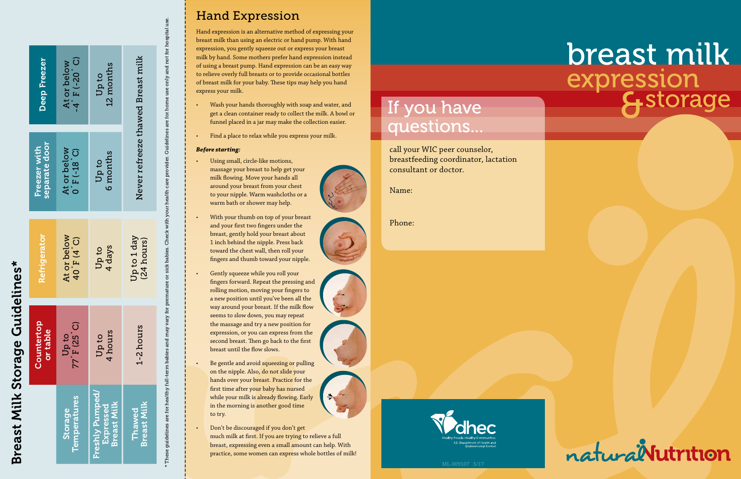# Breast Milk Storage Guidelines*

| Storage Temperatures | Countertop or table | Refrigerator | Freezer with separate door | Deep Freezer |
|---|---|---|---|---|
| | Up to 77˚F (25˚C) | At or below 40˚F (4˚C) | At or below 0˚F (-18˚C) | At or below -4˚F (-20˚C) |
| Freshly Pumped/ Expressed Breast Milk | Up to 4 hours | Up to 4 days | Up to 6 months | Up to 12 months |
| Thawed Breast Milk | 1-2 hours | Up to 1 day (24 hours) | Never refreeze thawed Breast milk | |

*These guidelines are for healthy full-term babies and may vary for premature or sick babies. Check with your health care provider. Guidelines are for home use only and not for hospital use.

## Hand Expression

Hand expression is an alternative method of expressing your breast milk than using an electric or hand pump. With hand expression, you gently squeeze out or express your breast milk by hand. Some mothers prefer hand expression instead of using a breast pump. Hand expression can be an easy way to relieve overly full breasts or to provide occasional bottles of breast milk for your baby. These tips may help you hand express your milk.

- Wash your hands thoroughly with soap and water, and get a clean container ready to collect the milk. A bowl or funnel placed in a jar may make the collection easier.
- Find a place to relax while you express your milk.

***Before starting:***

- Using small, circle-like motions, massage your breast to help get your milk flowing. Move your hands all around your breast from your chest to your nipple. Warm washcloths or a warm bath or shower may help.
- With your thumb on top of your breast and your first two fingers under the breast, gently hold your breast about 1 inch behind the nipple. Press back toward the chest wall, then roll your fingers and thumb toward your nipple.
- Gently squeeze while you roll your fingers forward. Repeat the pressing and rolling motion, moving your fingers to a new position until you've been all the way around your breast. If the milk flow seems to slow down, you may repeat the massage and try a new position for expression, or you can express from the second breast. Then go back to the first breast until the flow slows.
- Be gentle and avoid squeezing or pulling on the nipple. Also, do not slide your hands over your breast. Practice for the first time after your baby has nursed while your milk is already flowing. Early in the morning is another good time to try.
- Don't be discouraged if you don't get much milk at first. If you are trying to relieve a full breast, expressing even a small amount can help. With practice, some women can express whole bottles of milk!

## If you have questions...

call your WIC peer counselor, breastfeeding coordinator, lactation consultant or doctor.

Name:

Phone:

dhec
Healthy People. Healthy Communities.
S.C. Department of Health and Environmental Control

ML-009107 5/17

# breast milk expression & storage

naturalNutrition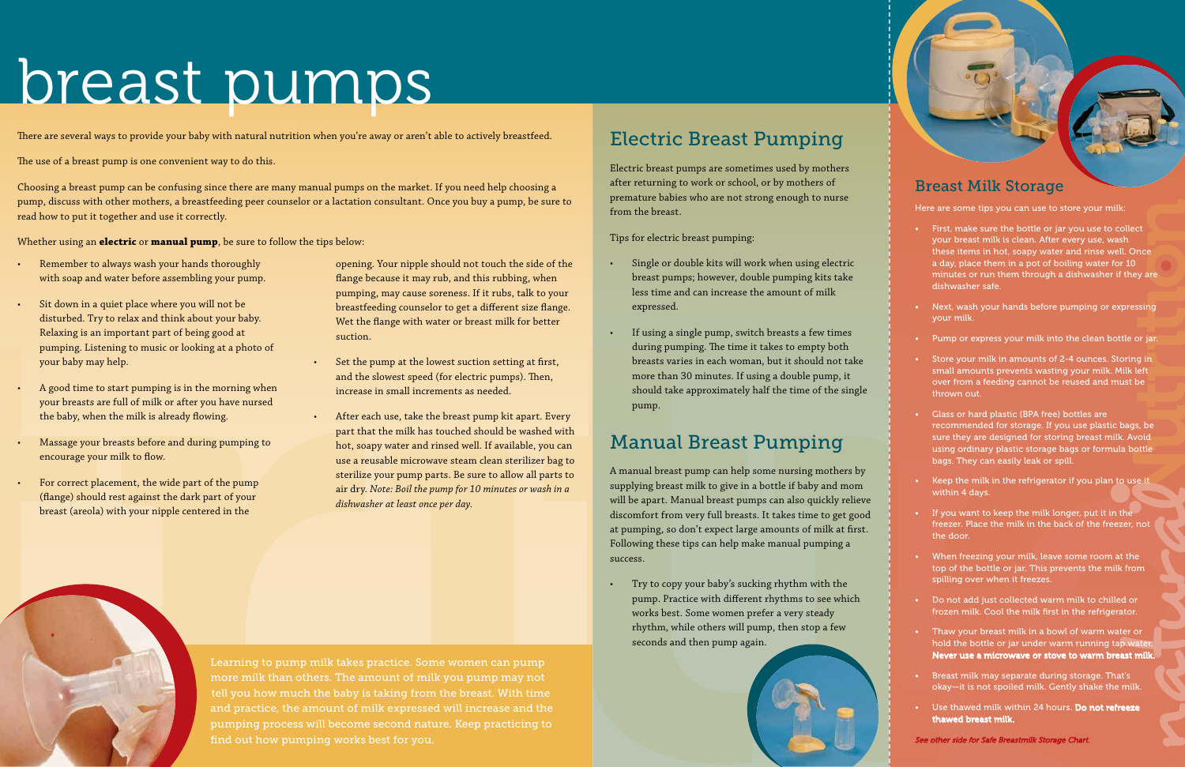# breast pumps

There are several ways to provide your baby with natural nutrition when you're away or aren't able to actively breastfeed.

The use of a breast pump is one convenient way to do this.

Choosing a breast pump can be confusing since there are many manual pumps on the market. If you need help choosing a pump, discuss with other mothers, a breastfeeding peer counselor or a lactation consultant. Once you buy a pump, be sure to read how to put it together and use it correctly.

Whether using an **electric** or **manual pump**, be sure to follow the tips below:

- Remember to always wash your hands thoroughly with soap and water before assembling your pump.
- Sit down in a quiet place where you will not be disturbed. Try to relax and think about your baby. Relaxing is an important part of being good at pumping. Listening to music or looking at a photo of your baby may help.
- A good time to start pumping is in the morning when your breasts are full of milk or after you have nursed the baby, when the milk is already flowing.
- Massage your breasts before and during pumping to encourage your milk to flow.
- For correct placement, the wide part of the pump (flange) should rest against the dark part of your breast (areola) with your nipple centered in the opening. Your nipple should not touch the side of the flange because it may rub, and this rubbing, when pumping, may cause soreness. If it rubs, talk to your breastfeeding counselor to get a different size flange. Wet the flange with water or breast milk for better suction.
- Set the pump at the lowest suction setting at first, and the slowest speed (for electric pumps). Then, increase in small increments as needed.
- After each use, take the breast pump kit apart. Every part that the milk has touched should be washed with hot, soapy water and rinsed well. If available, you can use a reusable microwave steam clean sterilizer bag to sterilize your pump parts. Be sure to allow all parts to air dry. *Note: Boil the pump for 10 minutes or wash in a dishwasher at least once per day.*

Learning to pump milk takes practice. Some women can pump more milk than others. The amount of milk you pump may not tell you how much the baby is taking from the breast. With time and practice, the amount of milk expressed will increase and the pumping process will become second nature. Keep practicing to find out how pumping works best for you.

## Electric Breast Pumping

Electric breast pumps are sometimes used by mothers after returning to work or school, or by mothers of premature babies who are not strong enough to nurse from the breast.

Tips for electric breast pumping:

- Single or double kits will work when using electric breast pumps; however, double pumping kits take less time and can increase the amount of milk expressed.
- If using a single pump, switch breasts a few times during pumping. The time it takes to empty both breasts varies in each woman, but it should not take more than 30 minutes. If using a double pump, it should take approximately half the time of the single pump.

## Manual Breast Pumping

A manual breast pump can help some nursing mothers by supplying breast milk to give in a bottle if baby and mom will be apart. Manual breast pumps can also quickly relieve discomfort from very full breasts. It takes time to get good at pumping, so don't expect large amounts of milk at first. Following these tips can help make manual pumping a success.

- Try to copy your baby's sucking rhythm with the pump. Practice with different rhythms to see which works best. Some women prefer a very steady rhythm, while others will pump, then stop a few seconds and then pump again.

## Breast Milk Storage

Here are some tips you can use to store your milk:

- First, make sure the bottle or jar you use to collect your breast milk is clean. After every use, wash these items in hot, soapy water and rinse well. Once a day, place them in a pot of boiling water for 10 minutes or run them through a dishwasher if they are dishwasher safe.
- Next, wash your hands before pumping or expressing your milk.
- Pump or express your milk into the clean bottle or jar.
- Store your milk in amounts of 2-4 ounces. Storing in small amounts prevents wasting your milk. Milk left over from a feeding cannot be reused and must be thrown out.
- Glass or hard plastic (BPA free) bottles are recommended for storage. If you use plastic bags, be sure they are designed for storing breast milk. Avoid using ordinary plastic storage bags or formula bottle bags. They can easily leak or spill.
- Keep the milk in the refrigerator if you plan to use it within 4 days.
- If you want to keep the milk longer, put it in the freezer. Place the milk in the back of the freezer, not the door.
- When freezing your milk, leave some room at the top of the bottle or jar. This prevents the milk from spilling over when it freezes.
- Do not add just collected warm milk to chilled or frozen milk. Cool the milk first in the refrigerator.
- Thaw your breast milk in a bowl of warm water or hold the bottle or jar under warm running tap water. **Never use a microwave or stove to warm breast milk.**
- Breast milk may separate during storage. That's okay—it is not spoiled milk. Gently shake the milk.
- Use thawed milk within 24 hours. **Do not refreeze thawed breast milk.**

*See other side for Safe Breastmilk Storage Chart.*